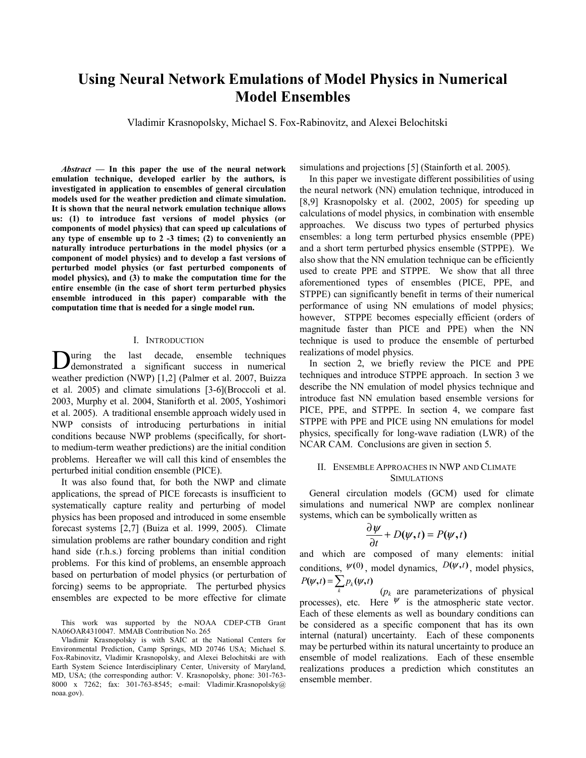# Using Neural Network Emulations of Model Physics in Numerical Model Ensembles

Vladimir Krasnopolsky, Michael S. Fox-Rabinovitz, and Alexei Belochitski

***Abstract* — In this paper the use of the neural network emulation technique, developed earlier by the authors, is investigated in application to ensembles of general circulation models used for the weather prediction and climate simulation. It is shown that the neural network emulation technique allows us: (1) to introduce fast versions of model physics (or components of model physics) that can speed up calculations of any type of ensemble up to 2 -3 times; (2) to conveniently an naturally introduce perturbations in the model physics (or a component of model physics) and to develop a fast versions of perturbed model physics (or fast perturbed components of model physics), and (3) to make the computation time for the entire ensemble (in the case of short term perturbed physics ensemble introduced in this paper) comparable with the computation time that is needed for a single model run.**

## I. Introduction

During the last decade, ensemble techniques demonstrated a significant success in numerical weather prediction (NWP) [1,2] (Palmer et al. 2007, Buizza et al. 2005) and climate simulations [3-6](Broccoli et al. 2003, Murphy et al. 2004, Staniforth et al. 2005, Yoshimori et al. 2005). A traditional ensemble approach widely used in NWP consists of introducing perturbations in initial conditions because NWP problems (specifically, for short- to medium-term weather predictions) are the initial condition problems. Hereafter we will call this kind of ensembles the perturbed initial condition ensemble (PICE).

It was also found that, for both the NWP and climate applications, the spread of PICE forecasts is insufficient to systematically capture reality and perturbing of model physics has been proposed and introduced in some ensemble forecast systems [2,7] (Buiza et al. 1999, 2005). Climate simulation problems are rather boundary condition and right hand side (r.h.s.) forcing problems than initial condition problems. For this kind of problems, an ensemble approach based on perturbation of model physics (or perturbation of forcing) seems to be appropriate. The perturbed physics ensembles are expected to be more effective for climate simulations and projections [5] (Stainforth et al. 2005).

In this paper we investigate different possibilities of using the neural network (NN) emulation technique, introduced in [8,9] Krasnopolsky et al. (2002, 2005) for speeding up calculations of model physics, in combination with ensemble approaches. We discuss two types of perturbed physics ensembles: a long term perturbed physics ensemble (PPE) and a short term perturbed physics ensemble (STPPE). We also show that the NN emulation technique can be efficiently used to create PPE and STPPE. We show that all three aforementioned types of ensembles (PICE, PPE, and STPPE) can significantly benefit in terms of their numerical performance of using NN emulations of model physics; however, STPPE becomes especially efficient (orders of magnitude faster than PICE and PPE) when the NN technique is used to produce the ensemble of perturbed realizations of model physics.

In section 2, we briefly review the PICE and PPE techniques and introduce STPPE approach. In section 3 we describe the NN emulation of model physics technique and introduce fast NN emulation based ensemble versions for PICE, PPE, and STPPE. In section 4, we compare fast STPPE with PPE and PICE using NN emulations for model physics, specifically for long-wave radiation (LWR) of the NCAR CAM. Conclusions are given in section 5.

## II. Ensemble Approaches in NWP and Climate Simulations

General circulation models (GCM) used for climate simulations and numerical NWP are complex nonlinear systems, which can be symbolically written as

$$\frac{\partial \psi}{\partial t} + D(\psi, t) = P(\psi, t)$$

and which are composed of many elements: initial conditions, $\psi(0)$, model dynamics, $D(\psi,t)$, model physics, $P(\psi,t) = \sum_k p_k(\psi,t)$ ($p_k$ are parameterizations of physical processes), etc. Here $\psi$ is the atmospheric state vector. Each of these elements as well as boundary conditions can be considered as a specific component that has its own internal (natural) uncertainty. Each of these components may be perturbed within its natural uncertainty to produce an ensemble of model realizations. Each of these ensemble realizations produces a prediction which constitutes an ensemble member.

This work was supported by the NOAA CDEP-CTB Grant NA06OAR4310047. MMAB Contribution No. 265

Vladimir Krasnopolsky is with SAIC at the National Centers for Environmental Prediction, Camp Springs, MD 20746 USA; Michael S. Fox-Rabinovitz, Vladimir Krasnopolsky, and Alexei Belochitski are with Earth System Science Interdisciplinary Center, University of Maryland, MD, USA; (the corresponding author: V. Krasnopolsky, phone: 301-763-8000 x 7262; fax: 301-763-8545; e-mail: Vladimir.Krasnopolsky@noaa.gov).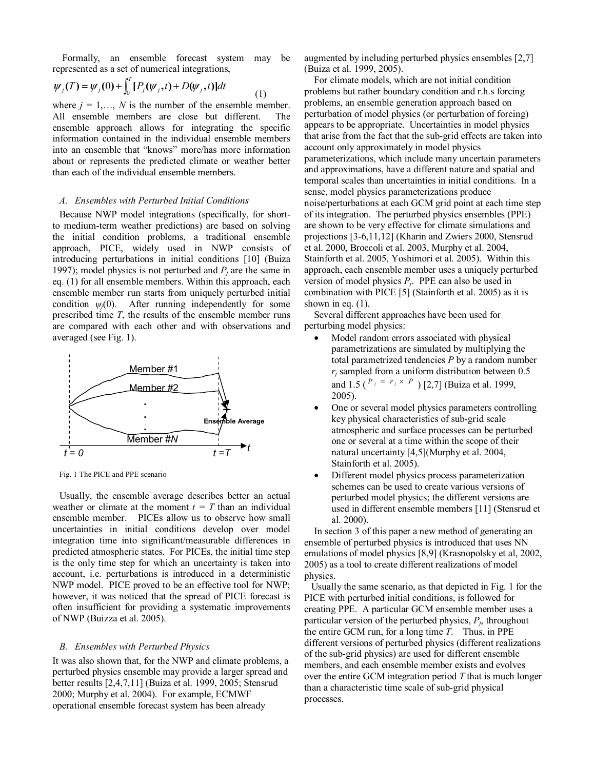Formally, an ensemble forecast system may be represented as a set of numerical integrations,

$$\psi_j(T) = \psi_j(0) + \int_0^T [P_j(\psi_j, t) + D(\psi_j, t)]dt \tag{1}$$

where $j = 1, \ldots, N$ is the number of the ensemble member. All ensemble members are close but different. The ensemble approach allows for integrating the specific information contained in the individual ensemble members into an ensemble that "knows" more/has more information about or represents the predicted climate or weather better than each of the individual ensemble members.

### *A. Ensembles with Perturbed Initial Conditions*

Because NWP model integrations (specifically, for short- to medium-term weather predictions) are based on solving the initial condition problems, a traditional ensemble approach, PICE, widely used in NWP consists of introducing perturbations in initial conditions [10] (Buiza 1997); model physics is not perturbed and $P_j$ are the same in eq. (1) for all ensemble members. Within this approach, each ensemble member run starts from uniquely perturbed initial condition $\psi_j(0)$. After running independently for some prescribed time $T$, the results of the ensemble member runs are compared with each other and with observations and averaged (see Fig. 1).

Fig. 1 The PICE and PPE scenario

Usually, the ensemble average describes better an actual weather or climate at the moment $t = T$ than an individual ensemble member. PICEs allow us to observe how small uncertainties in initial conditions develop over model integration time into significant/measurable differences in predicted atmospheric states. For PICEs, the initial time step is the only time step for which an uncertainty is taken into account, i.e. perturbations is introduced in a deterministic NWP model. PICE proved to be an effective tool for NWP; however, it was noticed that the spread of PICE forecast is often insufficient for providing a systematic improvements of NWP (Buizza et al. 2005).

### *B. Ensembles with Perturbed Physics*

It was also shown that, for the NWP and climate problems, a perturbed physics ensemble may provide a larger spread and better results [2,4,7,11] (Buiza et al. 1999, 2005; Stensrud 2000; Murphy et al. 2004). For example, ECMWF operational ensemble forecast system has been already augmented by including perturbed physics ensembles [2,7] (Buiza et al. 1999, 2005).

For climate models, which are not initial condition problems but rather boundary condition and r.h.s forcing problems, an ensemble generation approach based on perturbation of model physics (or perturbation of forcing) appears to be appropriate. Uncertainties in model physics that arise from the fact that the sub-grid effects are taken into account only approximately in model physics parameterizations, which include many uncertain parameters and approximations, have a different nature and spatial and temporal scales than uncertainties in initial conditions. In a sense, model physics parameterizations produce noise/perturbations at each GCM grid point at each time step of its integration. The perturbed physics ensembles (PPE) are shown to be very effective for climate simulations and projections [3-6,11,12] (Kharin and Zwiers 2000, Stensrud et al. 2000, Broccoli et al. 2003, Murphy et al. 2004, Stainforth et al. 2005, Yoshimori et al. 2005). Within this approach, each ensemble member uses a uniquely perturbed version of model physics $P_j$. PPE can also be used in combination with PICE [5] (Stainforth et al. 2005) as it is shown in eq. (1).

Several different approaches have been used for perturbing model physics:

- Model random errors associated with physical parametrizations are simulated by multiplying the total parametrized tendencies $P$ by a random number $r_j$ sampled from a uniform distribution between 0.5 and 1.5 ($P_j = r_j \times P$) [2,7] (Buiza et al. 1999, 2005).
- One or several model physics parameters controlling key physical characteristics of sub-grid scale atmospheric and surface processes can be perturbed one or several at a time within the scope of their natural uncertainty [4,5](Murphy et al. 2004, Stainforth et al. 2005).
- Different model physics process parameterization schemes can be used to create various versions of perturbed model physics; the different versions are used in different ensemble members [11] (Stensrud et al. 2000).

In section 3 of this paper a new method of generating an ensemble of perturbed physics is introduced that uses NN emulations of model physics [8,9] (Krasnopolsky et al, 2002, 2005) as a tool to create different realizations of model physics.

Usually the same scenario, as that depicted in Fig. 1 for the PICE with perturbed initial conditions, is followed for creating PPE. A particular GCM ensemble member uses a particular version of the perturbed physics, $P_j$, throughout the entire GCM run, for a long time $T$. Thus, in PPE different versions of perturbed physics (different realizations of the sub-grid physics) are used for different ensemble members, and each ensemble member exists and evolves over the entire GCM integration period $T$ that is much longer than a characteristic time scale of sub-grid physical processes.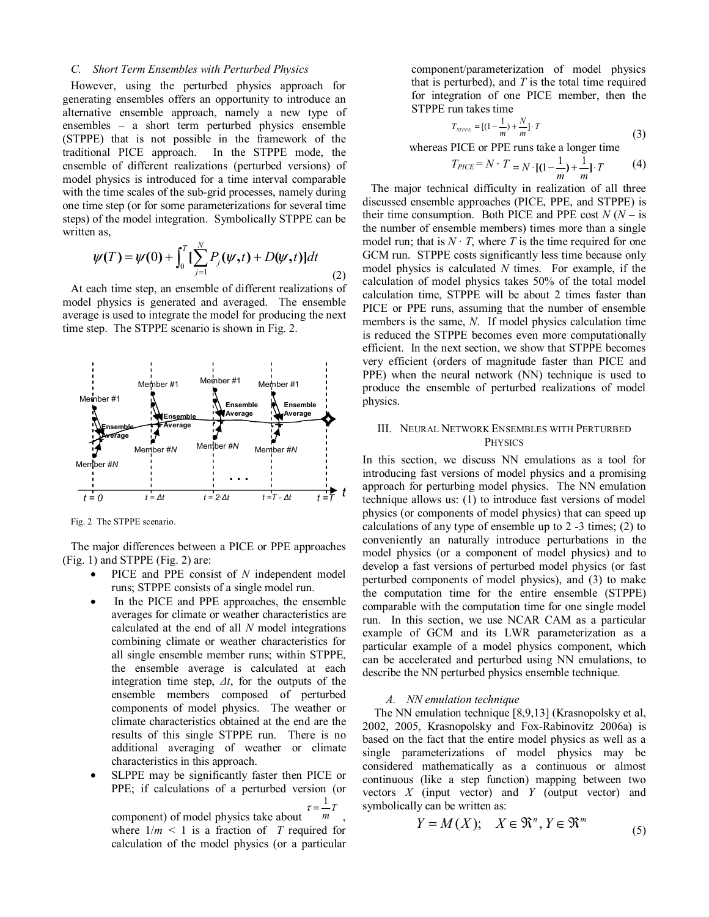### C. Short Term Ensembles with Perturbed Physics

However, using the perturbed physics approach for generating ensembles offers an opportunity to introduce an alternative ensemble approach, namely a new type of ensembles – a short term perturbed physics ensemble (STPPE) that is not possible in the framework of the traditional PICE approach. In the STPPE mode, the ensemble of different realizations (perturbed versions) of model physics is introduced for a time interval comparable with the time scales of the sub-grid processes, namely during one time step (or for some parameterizations for several time steps) of the model integration. Symbolically STPPE can be written as,

$$\psi(T) = \psi(0) + \int_0^T [\sum_{j=1}^{N} P_j(\psi, t) + D(\psi, t)] dt \tag{2}$$

At each time step, an ensemble of different realizations of model physics is generated and averaged. The ensemble average is used to integrate the model for producing the next time step. The STPPE scenario is shown in Fig. 2.

Fig. 2 The STPPE scenario.

The major differences between a PICE or PPE approaches (Fig. 1) and STPPE (Fig. 2) are:

- PICE and PPE consist of $N$ independent model runs; STPPE consists of a single model run.
- In the PICE and PPE approaches, the ensemble averages for climate or weather characteristics are calculated at the end of all $N$ model integrations combining climate or weather characteristics for all single ensemble member runs; within STPPE, the ensemble average is calculated at each integration time step, $\Delta t$, for the outputs of the ensemble members composed of perturbed components of model physics. The weather or climate characteristics obtained at the end are the results of this single STPPE run. There is no additional averaging of weather or climate characteristics in this approach.
- SLPPE may be significantly faster then PICE or PPE; if calculations of a perturbed version (or component) of model physics take about $\tau = \frac{1}{m} T$, where $1/m < 1$ is a fraction of $T$ required for calculation of the model physics (or a particular component/parameterization of model physics that is perturbed), and $T$ is the total time required for integration of one PICE member, then the STPPE run takes time

$$T_{STPPE} = [(1 - \frac{1}{m}) + \frac{N}{m}] \cdot T \tag{3}$$

whereas PICE or PPE runs take a longer time

$$T_{PICE} = N \cdot T = N \cdot [(1 - \frac{1}{m}) + \frac{1}{m}] \cdot T \tag{4}$$

The major technical difficulty in realization of all three discussed ensemble approaches (PICE, PPE, and STPPE) is their time consumption. Both PICE and PPE cost $N$ ($N$ – is the number of ensemble members) times more than a single model run; that is $N \cdot T$, where $T$ is the time required for one GCM run. STPPE costs significantly less time because only model physics is calculated $N$ times. For example, if the calculation of model physics takes 50% of the total model calculation time, STPPE will be about 2 times faster than PICE or PPE runs, assuming that the number of ensemble members is the same, $N$. If model physics calculation time is reduced the STPPE becomes even more computationally efficient. In the next section, we show that STPPE becomes very efficient (orders of magnitude faster than PICE and PPE) when the neural network (NN) technique is used to produce the ensemble of perturbed realizations of model physics.

## III. Neural Network Ensembles with Perturbed Physics

In this section, we discuss NN emulations as a tool for introducing fast versions of model physics and a promising approach for perturbing model physics. The NN emulation technique allows us: (1) to introduce fast versions of model physics (or components of model physics) that can speed up calculations of any type of ensemble up to 2 -3 times; (2) to conveniently an naturally introduce perturbations in the model physics (or a component of model physics) and to develop a fast versions of perturbed model physics (or fast perturbed components of model physics), and (3) to make the computation time for the entire ensemble (STPPE) comparable with the computation time for one single model run. In this section, we use NCAR CAM as a particular example of GCM and its LWR parameterization as a particular example of a model physics component, which can be accelerated and perturbed using NN emulations, to describe the NN perturbed physics ensemble technique.

### A. NN emulation technique

The NN emulation technique [8,9,13] (Krasnopolsky et al, 2002, 2005, Krasnopolsky and Fox-Rabinovitz 2006a) is based on the fact that the entire model physics as well as a single parameterizations of model physics may be considered mathematically as a continuous or almost continuous (like a step function) mapping between two vectors $X$ (input vector) and $Y$ (output vector) and symbolically can be written as:

$$Y = M(X); \quad X \in \Re^n, Y \in \Re^m \tag{5}$$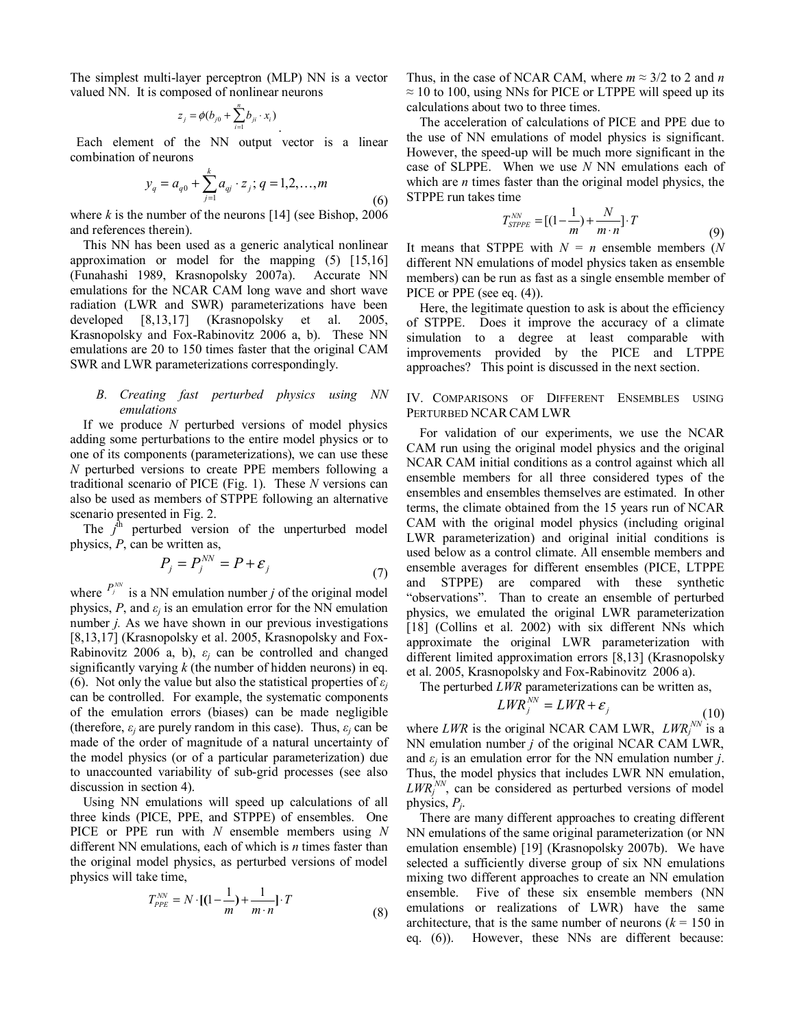The simplest multi-layer perceptron (MLP) NN is a vector valued NN. It is composed of nonlinear neurons

$$z_j = \phi(b_{j0} + \sum_{i=1}^{n} b_{ji} \cdot x_i)$$

Each element of the NN output vector is a linear combination of neurons

$$y_q = a_{q0} + \sum_{j=1}^{k} a_{qj} \cdot z_j; \; q = 1,2,\ldots,m \tag{6}$$

where $k$ is the number of the neurons [14] (see Bishop, 2006 and references therein).

This NN has been used as a generic analytical nonlinear approximation or model for the mapping (5) [15,16] (Funahashi 1989, Krasnopolsky 2007a). Accurate NN emulations for the NCAR CAM long wave and short wave radiation (LWR and SWR) parameterizations have been developed [8,13,17] (Krasnopolsky et al. 2005, Krasnopolsky and Fox-Rabinovitz 2006 a, b). These NN emulations are 20 to 150 times faster that the original CAM SWR and LWR parameterizations correspondingly.

### *B. Creating fast perturbed physics using NN emulations*

If we produce $N$ perturbed versions of model physics adding some perturbations to the entire model physics or to one of its components (parameterizations), we can use these $N$ perturbed versions to create PPE members following a traditional scenario of PICE (Fig. 1). These $N$ versions can also be used as members of STPPE following an alternative scenario presented in Fig. 2.

The $j^{th}$ perturbed version of the unperturbed model physics, $P$, can be written as,

$$P_j = P_j^{NN} = P + \varepsilon_j \tag{7}$$

where $P_j^{NN}$ is a NN emulation number $j$ of the original model physics, $P$, and $\varepsilon_j$ is an emulation error for the NN emulation number $j$. As we have shown in our previous investigations [8,13,17] (Krasnopolsky et al. 2005, Krasnopolsky and Fox-Rabinovitz 2006 a, b), $\varepsilon_j$ can be controlled and changed significantly varying $k$ (the number of hidden neurons) in eq. (6). Not only the value but also the statistical properties of $\varepsilon_j$ can be controlled. For example, the systematic components of the emulation errors (biases) can be made negligible (therefore, $\varepsilon_j$ are purely random in this case). Thus, $\varepsilon_j$ can be made of the order of magnitude of a natural uncertainty of the model physics (or of a particular parameterization) due to unaccounted variability of sub-grid processes (see also discussion in section 4).

Using NN emulations will speed up calculations of all three kinds (PICE, PPE, and STPPE) of ensembles. One PICE or PPE run with $N$ ensemble members using $N$ different NN emulations, each of which is $n$ times faster than the original model physics, as perturbed versions of model physics will take time,

$$T_{PPE}^{NN} = N \cdot [(1 - \frac{1}{m}) + \frac{1}{m \cdot n}] \cdot T \tag{8}$$

Thus, in the case of NCAR CAM, where $m \approx 3/2$ to 2 and $n \approx 10$ to 100, using NNs for PICE or LTPPE will speed up its calculations about two to three times.

The acceleration of calculations of PICE and PPE due to the use of NN emulations of model physics is significant. However, the speed-up will be much more significant in the case of SLPPE. When we use $N$ NN emulations each of which are $n$ times faster than the original model physics, the STPPE run takes time

$$T_{STPPE}^{NN} = [(1 - \frac{1}{m}) + \frac{N}{m \cdot n}] \cdot T \tag{9}$$

It means that STPPE with $N = n$ ensemble members ($N$ different NN emulations of model physics taken as ensemble members) can be run as fast as a single ensemble member of PICE or PPE (see eq. (4)).

Here, the legitimate question to ask is about the efficiency of STPPE. Does it improve the accuracy of a climate simulation to a degree at least comparable with improvements provided by the PICE and LTPPE approaches? This point is discussed in the next section.

## IV. Comparisons of Different Ensembles using Perturbed NCAR CAM LWR

For validation of our experiments, we use the NCAR CAM run using the original model physics and the original NCAR CAM initial conditions as a control against which all ensemble members for all three considered types of the ensembles and ensembles themselves are estimated. In other terms, the climate obtained from the 15 years run of NCAR CAM with the original model physics (including original LWR parameterization) and original initial conditions is used below as a control climate. All ensemble members and ensemble averages for different ensembles (PICE, LTPPE and STPPE) are compared with these synthetic "observations". Than to create an ensemble of perturbed physics, we emulated the original LWR parameterization [18] (Collins et al. 2002) with six different NNs which approximate the original LWR parameterization with different limited approximation errors [8,13] (Krasnopolsky et al. 2005, Krasnopolsky and Fox-Rabinovitz 2006 a).

The perturbed *LWR* parameterizations can be written as,

$$LWR_j^{NN} = LWR + \varepsilon_j \tag{10}$$

where *LWR* is the original NCAR CAM LWR, $LWR_j^{NN}$ is a NN emulation number $j$ of the original NCAR CAM LWR, and $\varepsilon_j$ is an emulation error for the NN emulation number $j$. Thus, the model physics that includes LWR NN emulation, $LWR_j^{NN}$, can be considered as perturbed versions of model physics, $P_j$.

There are many different approaches to creating different NN emulations of the same original parameterization (or NN emulation ensemble) [19] (Krasnopolsky 2007b). We have selected a sufficiently diverse group of six NN emulations mixing two different approaches to create an NN emulation ensemble. Five of these six ensemble members (NN emulations or realizations of LWR) have the same architecture, that is the same number of neurons ($k = 150$ in eq. (6)). However, these NNs are different because: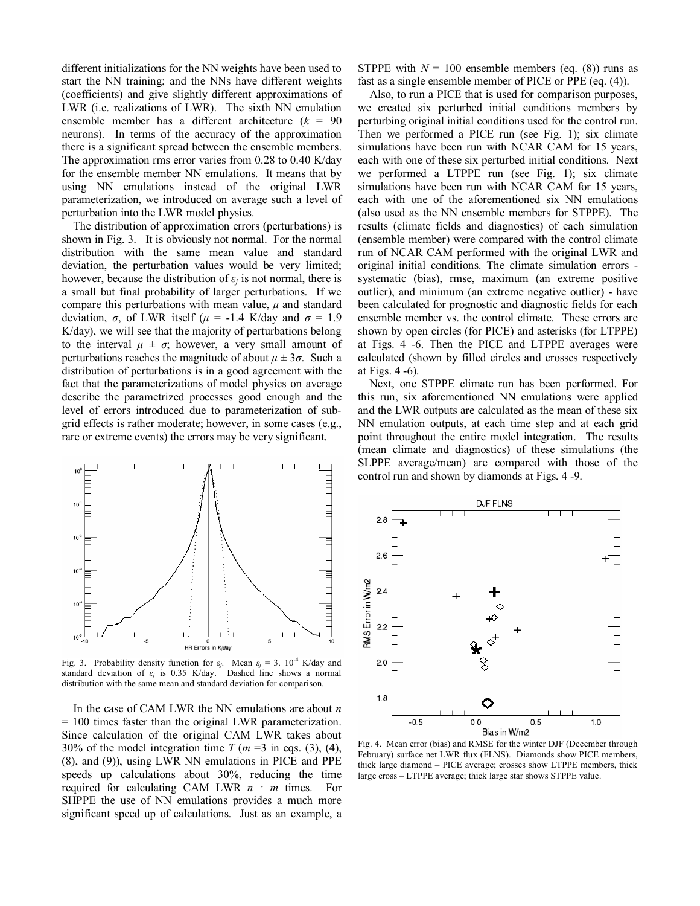different initializations for the NN weights have been used to start the NN training; and the NNs have different weights (coefficients) and give slightly different approximations of LWR (i.e. realizations of LWR). The sixth NN emulation ensemble member has a different architecture ($k$ = 90 neurons). In terms of the accuracy of the approximation there is a significant spread between the ensemble members. The approximation rms error varies from 0.28 to 0.40 K/day for the ensemble member NN emulations. It means that by using NN emulations instead of the original LWR parameterization, we introduced on average such a level of perturbation into the LWR model physics.

The distribution of approximation errors (perturbations) is shown in Fig. 3. It is obviously not normal. For the normal distribution with the same mean value and standard deviation, the perturbation values would be very limited; however, because the distribution of $\varepsilon_j$ is not normal, there is a small but final probability of larger perturbations. If we compare this perturbations with mean value, $\mu$ and standard deviation, $\sigma$, of LWR itself ($\mu$ = -1.4 K/day and $\sigma$ = 1.9 K/day), we will see that the majority of perturbations belong to the interval $\mu \pm \sigma$; however, a very small amount of perturbations reaches the magnitude of about $\mu \pm 3\sigma$. Such a distribution of perturbations is in a good agreement with the fact that the parameterizations of model physics on average describe the parametrized processes good enough and the level of errors introduced due to parameterization of sub-grid effects is rather moderate; however, in some cases (e.g., rare or extreme events) the errors may be very significant.

Fig. 3. Probability density function for $\varepsilon_j$. Mean $\varepsilon_j = 3. 10^{-4}$ K/day and standard deviation of $\varepsilon_j$ is 0.35 K/day. Dashed line shows a normal distribution with the same mean and standard deviation for comparison.

In the case of CAM LWR the NN emulations are about $n$ = 100 times faster than the original LWR parameterization. Since calculation of the original CAM LWR takes about 30% of the model integration time $T$ ($m$ =3 in eqs. (3), (4), (8), and (9)), using LWR NN emulations in PICE and PPE speeds up calculations about 30%, reducing the time required for calculating CAM LWR $n \cdot m$ times. For SHPPE the use of NN emulations provides a much more significant speed up of calculations. Just as an example, a STPPE with $N$ = 100 ensemble members (eq. (8)) runs as fast as a single ensemble member of PICE or PPE (eq. (4)).

Also, to run a PICE that is used for comparison purposes, we created six perturbed initial conditions members by perturbing original initial conditions used for the control run. Then we performed a PICE run (see Fig. 1); six climate simulations have been run with NCAR CAM for 15 years, each with one of these six perturbed initial conditions. Next we performed a LTPPE run (see Fig. 1); six climate simulations have been run with NCAR CAM for 15 years, each with one of the aforementioned six NN emulations (also used as the NN ensemble members for STPPE). The results (climate fields and diagnostics) of each simulation (ensemble member) were compared with the control climate run of NCAR CAM performed with the original LWR and original initial conditions. The climate simulation errors - systematic (bias), rmse, maximum (an extreme positive outlier), and minimum (an extreme negative outlier) - have been calculated for prognostic and diagnostic fields for each ensemble member vs. the control climate. These errors are shown by open circles (for PICE) and asterisks (for LTPPE) at Figs. 4 -6. Then the PICE and LTPPE averages were calculated (shown by filled circles and crosses respectively at Figs. 4 -6).

Next, one STPPE climate run has been performed. For this run, six aforementioned NN emulations were applied and the LWR outputs are calculated as the mean of these six NN emulation outputs, at each time step and at each grid point throughout the entire model integration. The results (mean climate and diagnostics) of these simulations (the SLPPE average/mean) are compared with those of the control run and shown by diamonds at Figs. 4 -9.

Fig. 4. Mean error (bias) and RMSE for the winter DJF (December through February) surface net LWR flux (FLNS). Diamonds show PICE members, thick large diamond – PICE average; crosses show LTPPE members, thick large cross – LTPPE average; thick large star shows STPPE value.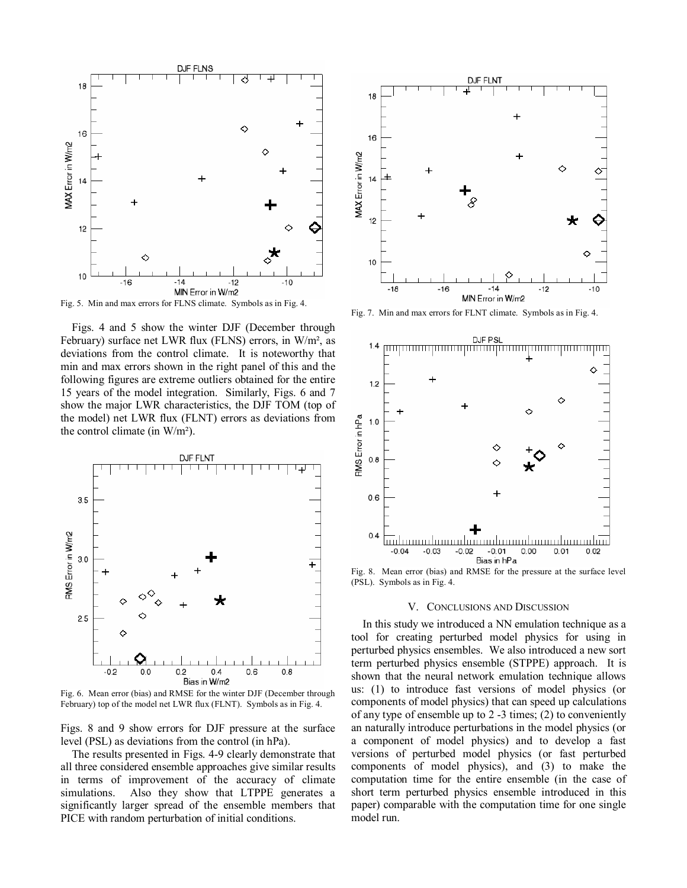Fig. 5. Min and max errors for FLNS climate. Symbols as in Fig. 4.

Figs. 4 and 5 show the winter DJF (December through February) surface net LWR flux (FLNS) errors, in W/m², as deviations from the control climate. It is noteworthy that min and max errors shown in the right panel of this and the following figures are extreme outliers obtained for the entire 15 years of the model integration. Similarly, Figs. 6 and 7 show the major LWR characteristics, the DJF TOM (top of the model) net LWR flux (FLNT) errors as deviations from the control climate (in W/m²).

Fig. 6. Mean error (bias) and RMSE for the winter DJF (December through February) top of the model net LWR flux (FLNT). Symbols as in Fig. 4.

Figs. 8 and 9 show errors for DJF pressure at the surface level (PSL) as deviations from the control (in hPa).

The results presented in Figs. 4-9 clearly demonstrate that all three considered ensemble approaches give similar results in terms of improvement of the accuracy of climate simulations. Also they show that LTPPE generates a significantly larger spread of the ensemble members that PICE with random perturbation of initial conditions.

Fig. 7. Min and max errors for FLNT climate. Symbols as in Fig. 4.

Fig. 8. Mean error (bias) and RMSE for the pressure at the surface level (PSL). Symbols as in Fig. 4.

## V. Conclusions and Discussion

In this study we introduced a NN emulation technique as a tool for creating perturbed model physics for using in perturbed physics ensembles. We also introduced a new sort term perturbed physics ensemble (STPPE) approach. It is shown that the neural network emulation technique allows us: (1) to introduce fast versions of model physics (or components of model physics) that can speed up calculations of any type of ensemble up to 2 -3 times; (2) to conveniently an naturally introduce perturbations in the model physics (or a component of model physics) and to develop a fast versions of perturbed model physics (or fast perturbed components of model physics), and (3) to make the computation time for the entire ensemble (in the case of short term perturbed physics ensemble introduced in this paper) comparable with the computation time for one single model run.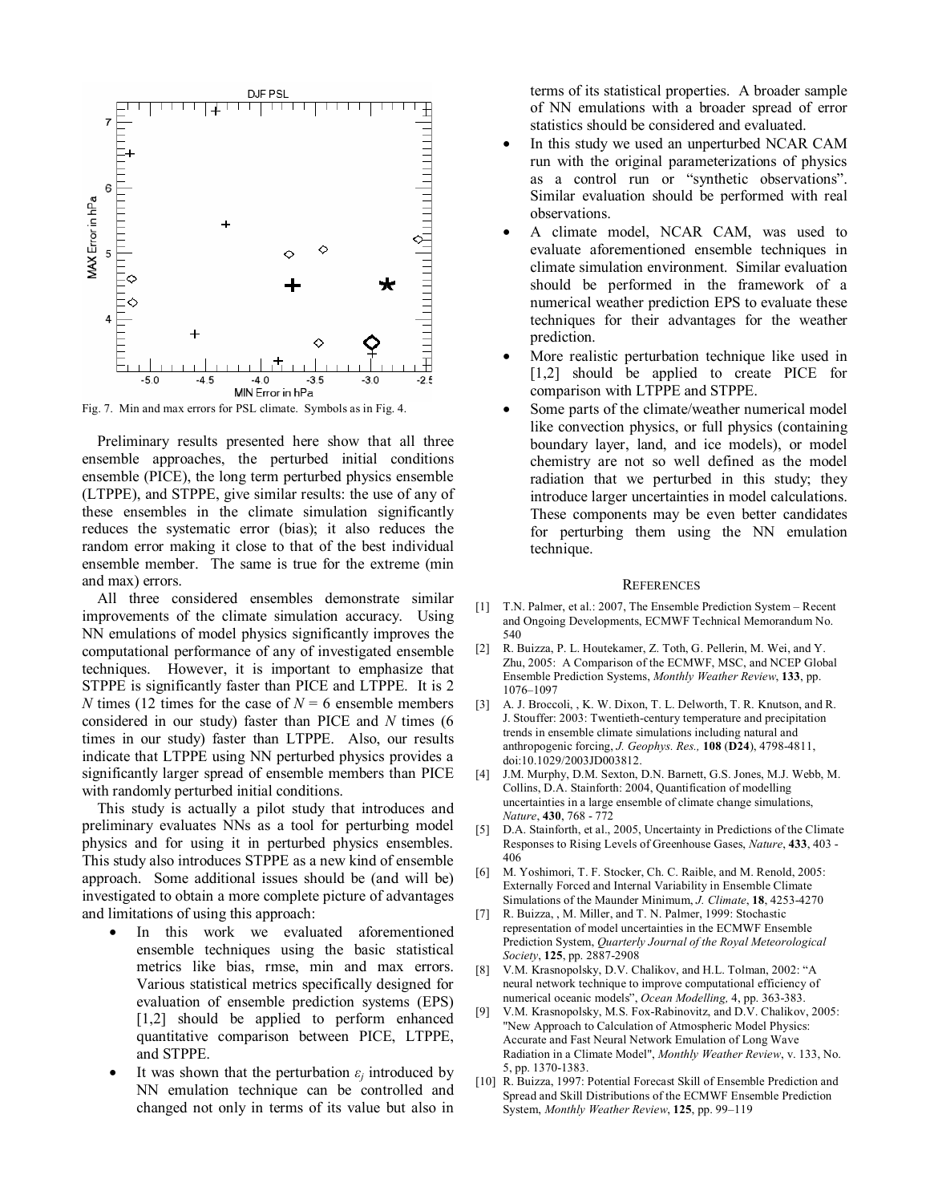Fig. 7. Min and max errors for PSL climate. Symbols as in Fig. 4.

Preliminary results presented here show that all three ensemble approaches, the perturbed initial conditions ensemble (PICE), the long term perturbed physics ensemble (LTPPE), and STPPE, give similar results: the use of any of these ensembles in the climate simulation significantly reduces the systematic error (bias); it also reduces the random error making it close to that of the best individual ensemble member. The same is true for the extreme (min and max) errors.

All three considered ensembles demonstrate similar improvements of the climate simulation accuracy. Using NN emulations of model physics significantly improves the computational performance of any of investigated ensemble techniques. However, it is important to emphasize that STPPE is significantly faster than PICE and LTPPE. It is 2 $N$ times (12 times for the case of $N = 6$ ensemble members considered in our study) faster than PICE and $N$ times (6 times in our study) faster than LTPPE. Also, our results indicate that LTPPE using NN perturbed physics provides a significantly larger spread of ensemble members than PICE with randomly perturbed initial conditions.

This study is actually a pilot study that introduces and preliminary evaluates NNs as a tool for perturbing model physics and for using it in perturbed physics ensembles. This study also introduces STPPE as a new kind of ensemble approach. Some additional issues should be (and will be) investigated to obtain a more complete picture of advantages and limitations of using this approach:

- In this work we evaluated aforementioned ensemble techniques using the basic statistical metrics like bias, rmse, min and max errors. Various statistical metrics specifically designed for evaluation of ensemble prediction systems (EPS) [1,2] should be applied to perform enhanced quantitative comparison between PICE, LTPPE, and STPPE.
- It was shown that the perturbation $\varepsilon_j$ introduced by NN emulation technique can be controlled and changed not only in terms of its value but also in terms of its statistical properties. A broader sample of NN emulations with a broader spread of error statistics should be considered and evaluated.
- In this study we used an unperturbed NCAR CAM run with the original parameterizations of physics as a control run or "synthetic observations". Similar evaluation should be performed with real observations.
- A climate model, NCAR CAM, was used to evaluate aforementioned ensemble techniques in climate simulation environment. Similar evaluation should be performed in the framework of a numerical weather prediction EPS to evaluate these techniques for their advantages for the weather prediction.
- More realistic perturbation technique like used in [1,2] should be applied to create PICE for comparison with LTPPE and STPPE.
- Some parts of the climate/weather numerical model like convection physics, or full physics (containing boundary layer, land, and ice models), or model chemistry are not so well defined as the model radiation that we perturbed in this study; they introduce larger uncertainties in model calculations. These components may be even better candidates for perturbing them using the NN emulation technique.

## References

[1] T.N. Palmer, et al.: 2007, The Ensemble Prediction System – Recent and Ongoing Developments, ECMWF Technical Memorandum No. 540

[2] R. Buizza, P. L. Houtekamer, Z. Toth, G. Pellerin, M. Wei, and Y. Zhu, 2005: A Comparison of the ECMWF, MSC, and NCEP Global Ensemble Prediction Systems, *Monthly Weather Review*, **133**, pp. 1076–1097

[3] A. J. Broccoli, , K. W. Dixon, T. L. Delworth, T. R. Knutson, and R. J. Stouffer: 2003: Twentieth-century temperature and precipitation trends in ensemble climate simulations including natural and anthropogenic forcing, *J. Geophys. Res.,* **108** (**D24**), 4798-4811, doi:10.1029/2003JD003812.

[4] J.M. Murphy, D.M. Sexton, D.N. Barnett, G.S. Jones, M.J. Webb, M. Collins, D.A. Stainforth: 2004, Quantification of modelling uncertainties in a large ensemble of climate change simulations, *Nature*, **430**, 768 - 772

[5] D.A. Stainforth, et al., 2005, Uncertainty in Predictions of the Climate Responses to Rising Levels of Greenhouse Gases, *Nature*, **433**, 403 - 406

[6] M. Yoshimori, T. F. Stocker, Ch. C. Raible, and M. Renold, 2005: Externally Forced and Internal Variability in Ensemble Climate Simulations of the Maunder Minimum, *J. Climate*, **18**, 4253-4270

[7] R. Buizza, , M. Miller, and T. N. Palmer, 1999: Stochastic representation of model uncertainties in the ECMWF Ensemble Prediction System, *Quarterly Journal of the Royal Meteorological Society*, **125**, pp. 2887-2908

[8] V.M. Krasnopolsky, D.V. Chalikov, and H.L. Tolman, 2002: "A neural network technique to improve computational efficiency of numerical oceanic models", *Ocean Modelling,* 4, pp. 363-383.

[9] V.M. Krasnopolsky, M.S. Fox-Rabinovitz, and D.V. Chalikov, 2005: "New Approach to Calculation of Atmospheric Model Physics: Accurate and Fast Neural Network Emulation of Long Wave Radiation in a Climate Model", *Monthly Weather Review*, v. 133, No. 5, pp. 1370-1383.

[10] R. Buizza, 1997: Potential Forecast Skill of Ensemble Prediction and Spread and Skill Distributions of the ECMWF Ensemble Prediction System, *Monthly Weather Review*, **125**, pp. 99–119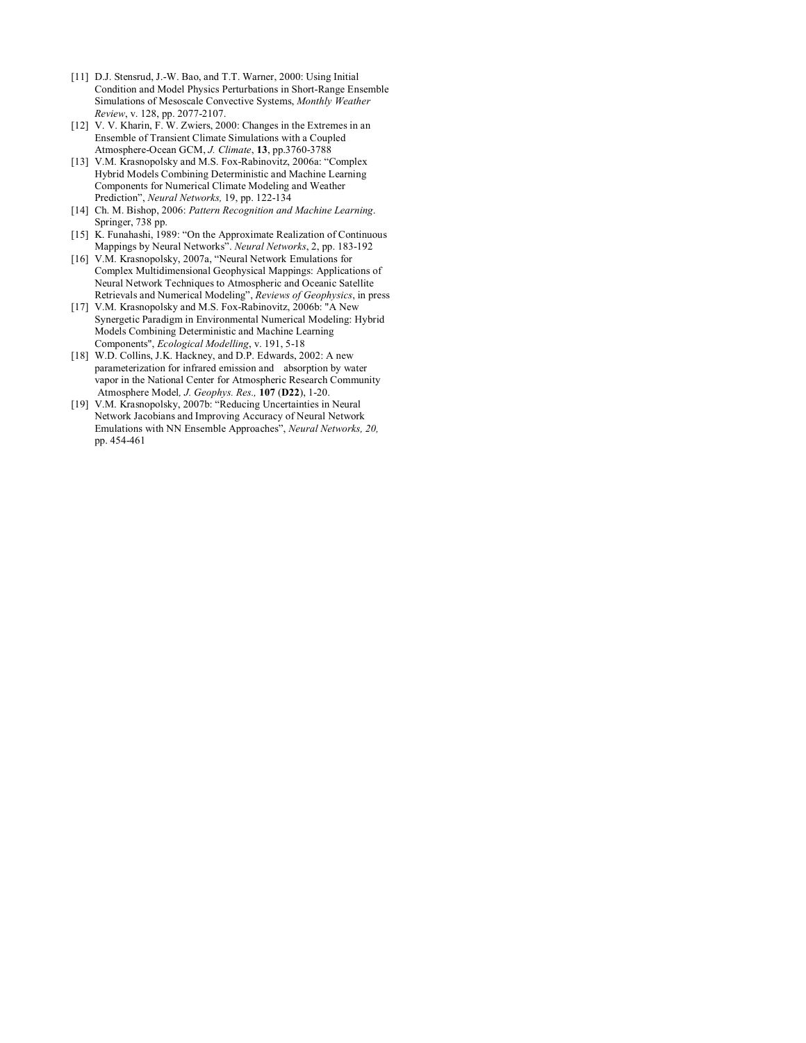[11] D.J. Stensrud, J.-W. Bao, and T.T. Warner, 2000: Using Initial Condition and Model Physics Perturbations in Short-Range Ensemble Simulations of Mesoscale Convective Systems, *Monthly Weather Review*, v. 128, pp. 2077-2107.

[12] V. V. Kharin, F. W. Zwiers, 2000: Changes in the Extremes in an Ensemble of Transient Climate Simulations with a Coupled Atmosphere-Ocean GCM, *J. Climate*, **13**, pp.3760-3788

[13] V.M. Krasnopolsky and M.S. Fox-Rabinovitz, 2006a: "Complex Hybrid Models Combining Deterministic and Machine Learning Components for Numerical Climate Modeling and Weather Prediction", *Neural Networks,* 19, pp. 122-134

[14] Ch. M. Bishop, 2006: *Pattern Recognition and Machine Learning*. Springer, 738 pp.

[15] K. Funahashi, 1989: "On the Approximate Realization of Continuous Mappings by Neural Networks". *Neural Networks*, 2, pp. 183-192

[16] V.M. Krasnopolsky, 2007a, "Neural Network Emulations for Complex Multidimensional Geophysical Mappings: Applications of Neural Network Techniques to Atmospheric and Oceanic Satellite Retrievals and Numerical Modeling", *Reviews of Geophysics*, in press

[17] V.M. Krasnopolsky and M.S. Fox-Rabinovitz, 2006b: "A New Synergetic Paradigm in Environmental Numerical Modeling: Hybrid Models Combining Deterministic and Machine Learning Components", *Ecological Modelling*, v. 191, 5-18

[18] W.D. Collins, J.K. Hackney, and D.P. Edwards, 2002: A new parameterization for infrared emission and absorption by water vapor in the National Center for Atmospheric Research Community Atmosphere Model*, J. Geophys. Res.,* **107** (**D22**), 1-20.

[19] V.M. Krasnopolsky, 2007b: "Reducing Uncertainties in Neural Network Jacobians and Improving Accuracy of Neural Network Emulations with NN Ensemble Approaches", *Neural Networks, 20,* pp. 454-461